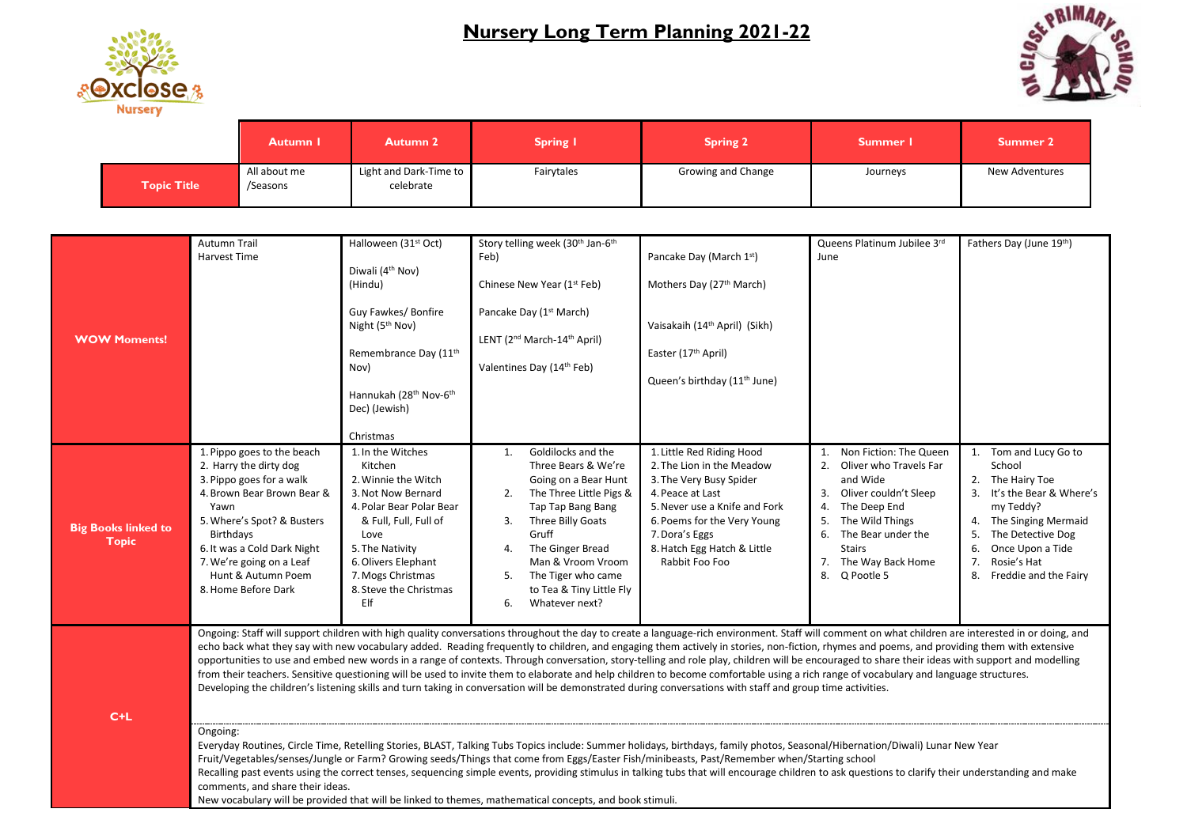# Nursery Long Term Planning 2021-22

| | Autumn 1 | Autumn 2 | Spring 1 | Spring 2 | Summer 1 | Summer 2 |
|---|---|---|---|---|---|---|
| **Topic Title** | All about me /Seasons | Light and Dark-Time to celebrate | Fairytales | Growing and Change | Journeys | New Adventures |
| **WOW Moments!** | Autumn Trail<br>Harvest Time | Halloween (31st Oct)<br><br>Diwali (4th Nov) (Hindu)<br><br>Guy Fawkes/ Bonfire Night (5th Nov)<br><br>Remembrance Day (11th Nov)<br><br>Hannukah (28th Nov-6th Dec) (Jewish)<br><br>Christmas | Story telling week (30th Jan-6th Feb)<br><br>Chinese New Year (1st Feb)<br><br>Pancake Day (1st March)<br><br>LENT (2nd March-14th April)<br><br>Valentines Day (14th Feb) | Pancake Day (March 1st)<br><br>Mothers Day (27th March)<br><br>Vaisakaih (14th April) (Sikh)<br><br>Easter (17th April)<br><br>Queen's birthday (11th June) | Queens Platinum Jubilee 3rd June | Fathers Day (June 19th) |
| **Big Books linked to Topic** | 1. Pippo goes to the beach<br>2. Harry the dirty dog<br>3. Pippo goes for a walk<br>4. Brown Bear Brown Bear & Yawn<br>5. Where's Spot? & Busters Birthdays<br>6. It was a Cold Dark Night<br>7. We're going on a Leaf Hunt & Autumn Poem<br>8. Home Before Dark | 1. In the Witches Kitchen<br>2. Winnie the Witch<br>3. Not Now Bernard<br>4. Polar Bear Polar Bear & Full, Full, Full of Love<br>5. The Nativity<br>6. Olivers Elephant<br>7. Mogs Christmas<br>8. Steve the Christmas Elf | 1. Goldilocks and the Three Bears & We're Going on a Bear Hunt<br>2. The Three Little Pigs & Tap Tap Bang Bang<br>3. Three Billy Goats Gruff<br>4. The Ginger Bread Man & Vroom Vroom<br>5. The Tiger who came to Tea & Tiny Little Fly<br>6. Whatever next? | 1. Little Red Riding Hood<br>2. The Lion in the Meadow<br>3. The Very Busy Spider<br>4. Peace at Last<br>5. Never use a Knife and Fork<br>6. Poems for the Very Young<br>7. Dora's Eggs<br>8. Hatch Egg Hatch & Little Rabbit Foo Foo | 1. Non Fiction: The Queen<br>2. Oliver who Travels Far and Wide<br>3. Oliver couldn't Sleep<br>4. The Deep End<br>5. The Wild Things<br>6. The Bear under the Stairs<br>7. The Way Back Home<br>8. Q Pootle 5 | 1. Tom and Lucy Go to School<br>2. The Hairy Toe<br>3. It's the Bear & Where's my Teddy?<br>4. The Singing Mermaid<br>5. The Detective Dog<br>6. Once Upon a Tide<br>7. Rosie's Hat<br>8. Freddie and the Fairy |
| **C+L** | Ongoing: Staff will support children with high quality conversations throughout the day to create a language-rich environment. Staff will comment on what children are interested in or doing, and echo back what they say with new vocabulary added. Reading frequently to children, and engaging them actively in stories, non-fiction, rhymes and poems, and providing them with extensive opportunities to use and embed new words in a range of contexts. Through conversation, story-telling and role play, children will be encouraged to share their ideas with support and modelling from their teachers. Sensitive questioning will be used to invite them to elaborate and help children to become comfortable using a rich range of vocabulary and language structures. Developing the children's listening skills and turn taking in conversation will be demonstrated during conversations with staff and group time activities.<br><br>Ongoing:<br>Everyday Routines, Circle Time, Retelling Stories, BLAST, Talking Tubs Topics include: Summer holidays, birthdays, family photos, Seasonal/Hibernation/Diwali) Lunar New Year Fruit/Vegetables/senses/Jungle or Farm? Growing seeds/Things that come from Eggs/Easter Fish/minibeasts, Past/Remember when/Starting school<br>Recalling past events using the correct tenses, sequencing simple events, providing stimulus in talking tubs that will encourage children to ask questions to clarify their understanding and make comments, and share their ideas.<br>New vocabulary will be provided that will be linked to themes, mathematical concepts, and book stimuli. | | | | | |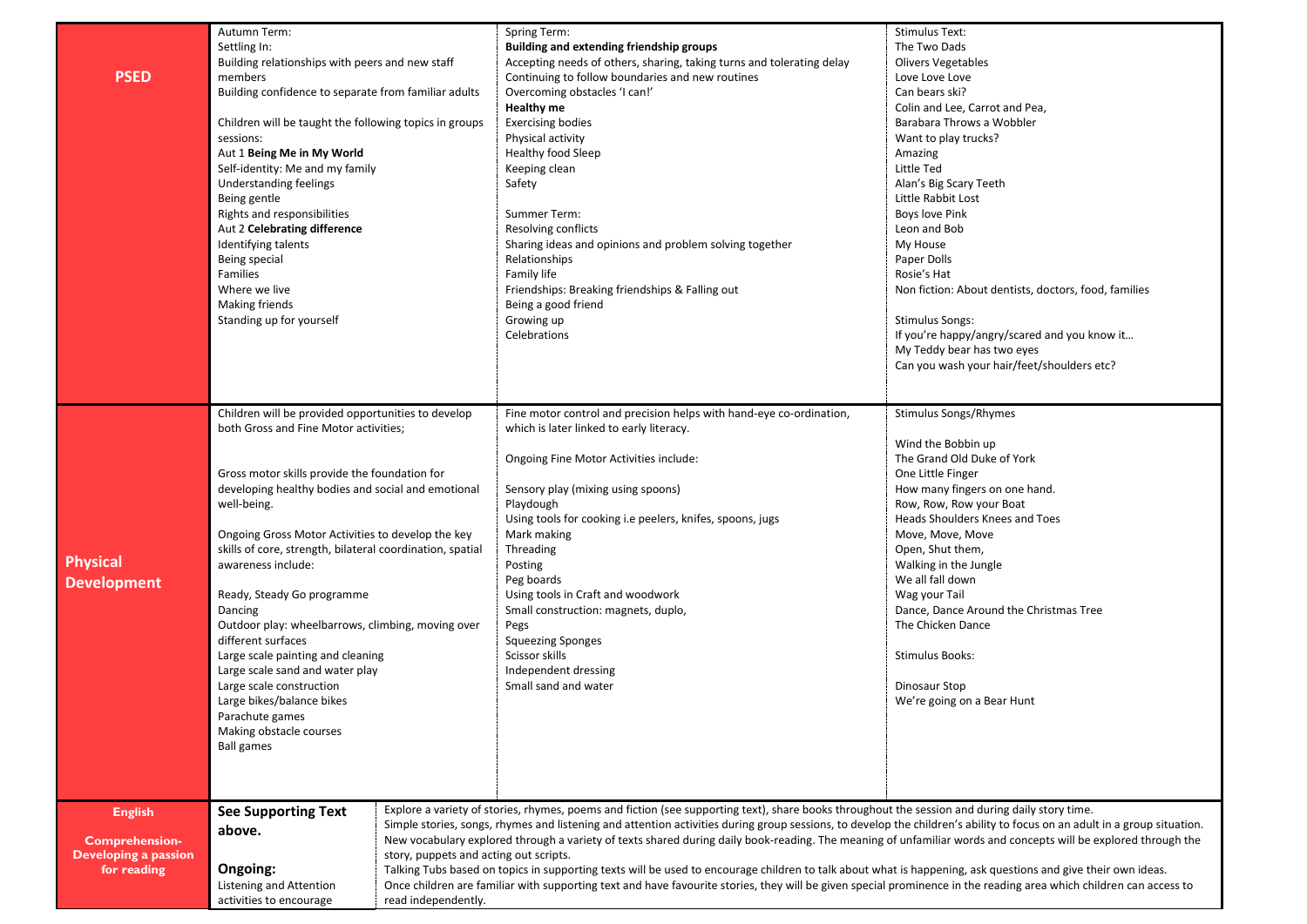| | | | |
|---|---|---|---|
| **PSED** | Autumn Term:<br>Settling In:<br>Building relationships with peers and new staff members<br>Building confidence to separate from familiar adults<br><br>Children will be taught the following topics in groups sessions:<br>Aut 1 **Being Me in My World**<br>Self-identity: Me and my family<br>Understanding feelings<br>Being gentle<br>Rights and responsibilities<br>Aut 2 **Celebrating difference**<br>Identifying talents<br>Being special<br>Families<br>Where we live<br>Making friends<br>Standing up for yourself | Spring Term:<br>**Building and extending friendship groups**<br>Accepting needs of others, sharing, taking turns and tolerating delay<br>Continuing to follow boundaries and new routines<br>Overcoming obstacles 'I can!'<br>**Healthy me**<br>Exercising bodies<br>Physical activity<br>Healthy food Sleep<br>Keeping clean<br>Safety<br><br>Summer Term:<br>Resolving conflicts<br>Sharing ideas and opinions and problem solving together<br>Relationships<br>Family life<br>Friendships: Breaking friendships & Falling out<br>Being a good friend<br>Growing up<br>Celebrations | Stimulus Text:<br>The Two Dads<br>Olivers Vegetables<br>Love Love Love<br>Can bears ski?<br>Colin and Lee, Carrot and Pea,<br>Barabara Throws a Wobbler<br>Want to play trucks?<br>Amazing<br>Little Ted<br>Alan's Big Scary Teeth<br>Little Rabbit Lost<br>Boys love Pink<br>Leon and Bob<br>My House<br>Paper Dolls<br>Rosie's Hat<br>Non fiction: About dentists, doctors, food, families<br><br>Stimulus Songs:<br>If you're happy/angry/scared and you know it…<br>My Teddy bear has two eyes<br>Can you wash your hair/feet/shoulders etc? |
| **Physical Development** | Children will be provided opportunities to develop both Gross and Fine Motor activities;<br><br>Gross motor skills provide the foundation for developing healthy bodies and social and emotional well-being.<br><br>Ongoing Gross Motor Activities to develop the key skills of core, strength, bilateral coordination, spatial awareness include:<br><br>Ready, Steady Go programme<br>Dancing<br>Outdoor play: wheelbarrows, climbing, moving over different surfaces<br>Large scale painting and cleaning<br>Large scale sand and water play<br>Large scale construction<br>Large bikes/balance bikes<br>Parachute games<br>Making obstacle courses<br>Ball games | Fine motor control and precision helps with hand-eye co-ordination, which is later linked to early literacy.<br><br>Ongoing Fine Motor Activities include:<br><br>Sensory play (mixing using spoons)<br>Playdough<br>Using tools for cooking i.e peelers, knifes, spoons, jugs<br>Mark making<br>Threading<br>Posting<br>Peg boards<br>Using tools in Craft and woodwork<br>Small construction: magnets, duplo,<br>Pegs<br>Squeezing Sponges<br>Scissor skills<br>Independent dressing<br>Small sand and water | Stimulus Songs/Rhymes<br><br>Wind the Bobbin up<br>The Grand Old Duke of York<br>One Little Finger<br>How many fingers on one hand.<br>Row, Row, Row your Boat<br>Heads Shoulders Knees and Toes<br>Move, Move, Move<br>Open, Shut them,<br>Walking in the Jungle<br>We all fall down<br>Wag your Tail<br>Dance, Dance Around the Christmas Tree<br>The Chicken Dance<br><br>Stimulus Books:<br><br>Dinosaur Stop<br>We're going on a Bear Hunt |
| **English**<br><br>**Comprehension-Developing a passion for reading** | **See Supporting Text above.**<br><br>**Ongoing:**<br>Listening and Attention activities to encourage | Explore a variety of stories, rhymes, poems and fiction (see supporting text), share books throughout the session and during daily story time.<br>Simple stories, songs, rhymes and listening and attention activities during group sessions, to develop the children's ability to focus on an adult in a group situation.<br>New vocabulary explored through a variety of texts shared during daily book-reading. The meaning of unfamiliar words and concepts will be explored through the story, puppets and acting out scripts.<br>Talking Tubs based on topics in supporting texts will be used to encourage children to talk about what is happening, ask questions and give their own ideas.<br>Once children are familiar with supporting text and have favourite stories, they will be given special prominence in the reading area which children can access to read independently. | |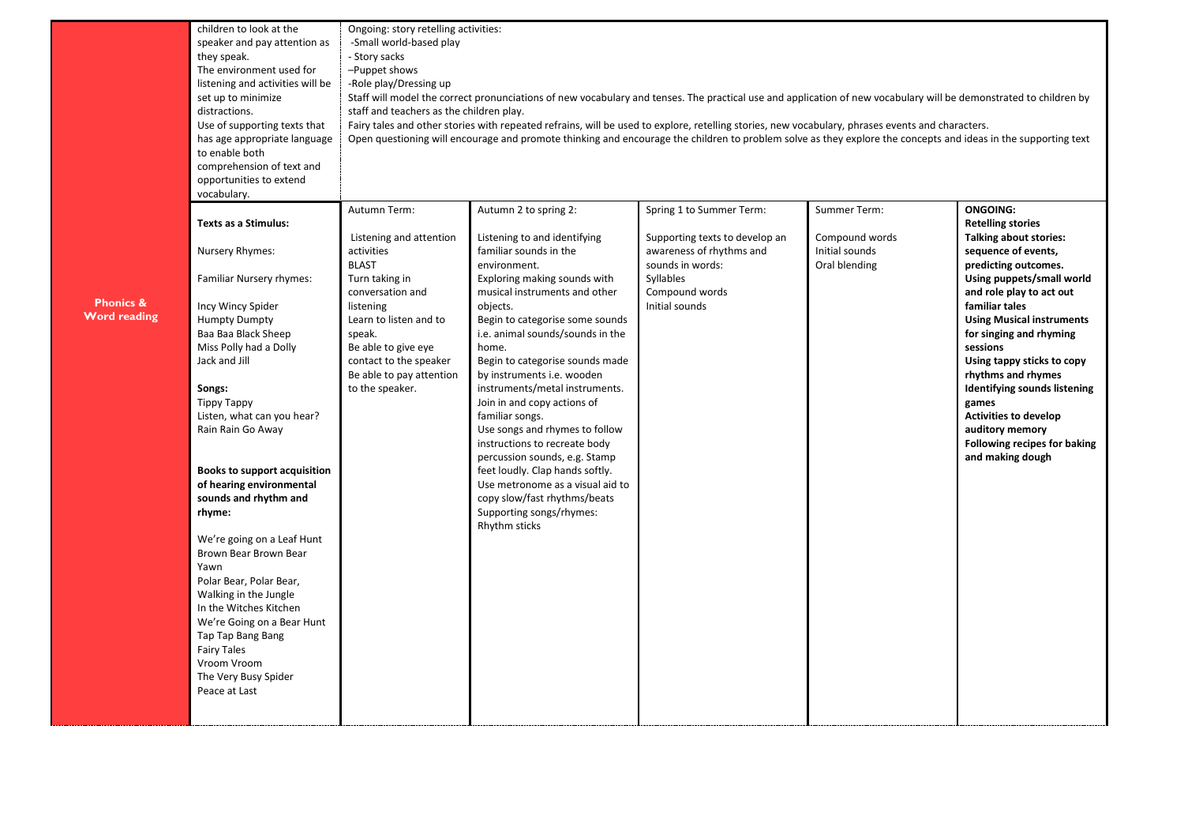| | | | | | | |
|---|---|---|---|---|---|---|
| **Phonics & Word reading** | children to look at the speaker and pay attention as they speak.<br>The environment used for listening and activities will be set up to minimize distractions.<br>Use of supporting texts that has age appropriate language to enable both comprehension of text and opportunities to extend vocabulary. | Ongoing: story retelling activities:<br>-Small world-based play<br>- Story sacks<br>–Puppet shows<br>-Role play/Dressing up<br>Staff will model the correct pronunciations of new vocabulary and tenses. The practical use and application of new vocabulary will be demonstrated to children by staff and teachers as the children play.<br>Fairy tales and other stories with repeated refrains, will be used to explore, retelling stories, new vocabulary, phrases events and characters.<br>Open questioning will encourage and promote thinking and encourage the children to problem solve as they explore the concepts and ideas in the supporting text | | | | |
| | **Texts as a Stimulus:**<br><br>Nursery Rhymes:<br><br>Familiar Nursery rhymes:<br><br>Incy Wincy Spider<br>Humpty Dumpty<br>Baa Baa Black Sheep<br>Miss Polly had a Dolly<br>Jack and Jill<br><br>**Songs:**<br>Tippy Tappy<br>Listen, what can you hear?<br>Rain Rain Go Away<br><br>**Books to support acquisition of hearing environmental sounds and rhythm and rhyme:**<br><br>We're going on a Leaf Hunt<br>Brown Bear Brown Bear<br>Yawn<br>Polar Bear, Polar Bear,<br>Walking in the Jungle<br>In the Witches Kitchen<br>We're Going on a Bear Hunt<br>Tap Tap Bang Bang<br>Fairy Tales<br>Vroom Vroom<br>The Very Busy Spider<br>Peace at Last | Autumn Term:<br><br>Listening and attention activities<br>BLAST<br>Turn taking in conversation and listening<br>Learn to listen and to speak.<br>Be able to give eye contact to the speaker<br>Be able to pay attention to the speaker. | Autumn 2 to spring 2:<br><br>Listening to and identifying familiar sounds in the environment.<br>Exploring making sounds with musical instruments and other objects.<br>Begin to categorise some sounds i.e. animal sounds/sounds in the home.<br>Begin to categorise sounds made by instruments i.e. wooden instruments/metal instruments.<br>Join in and copy actions of familiar songs.<br>Use songs and rhymes to follow instructions to recreate body percussion sounds, e.g. Stamp feet loudly. Clap hands softly.<br>Use metronome as a visual aid to copy slow/fast rhythms/beats<br>Supporting songs/rhymes:<br>Rhythm sticks | Spring 1 to Summer Term:<br><br>Supporting texts to develop an awareness of rhythms and sounds in words:<br>Syllables<br>Compound words<br>Initial sounds | Summer Term:<br><br>Compound words<br>Initial sounds<br>Oral blending | **ONGOING:**<br>**Retelling stories**<br>**Talking about stories: sequence of events, predicting outcomes.**<br>**Using puppets/small world and role play to act out familiar tales**<br>**Using Musical instruments for singing and rhyming sessions**<br>**Using tappy sticks to copy rhythms and rhymes**<br>**Identifying sounds listening games**<br>**Activities to develop auditory memory**<br>**Following recipes for baking and making dough** |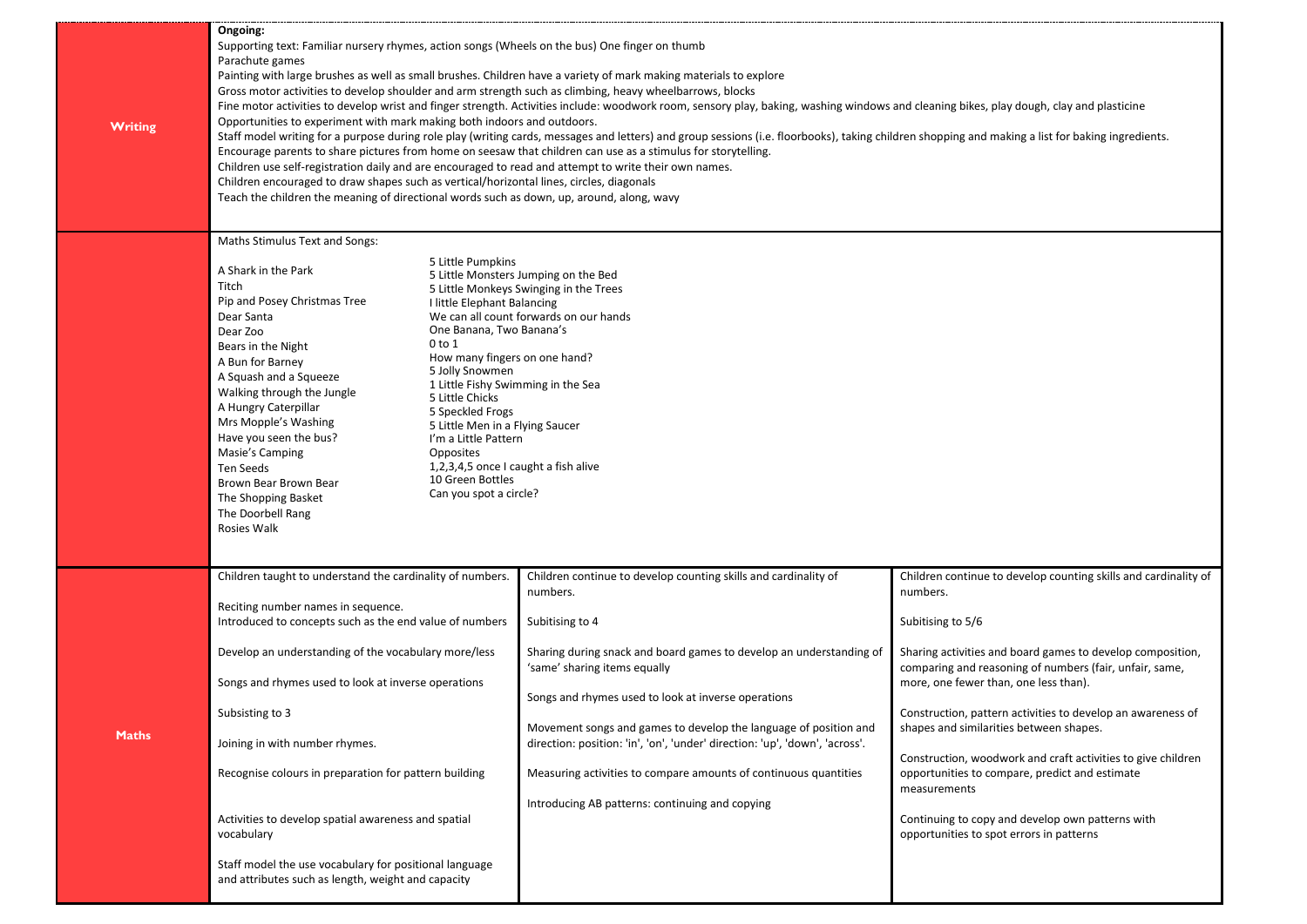| | | | |
|---|---|---|---|
| **Writing** | **Ongoing:**<br>Supporting text: Familiar nursery rhymes, action songs (Wheels on the bus) One finger on thumb<br>Parachute games<br>Painting with large brushes as well as small brushes. Children have a variety of mark making materials to explore<br>Gross motor activities to develop shoulder and arm strength such as climbing, heavy wheelbarrows, blocks<br>Fine motor activities to develop wrist and finger strength. Activities include: woodwork room, sensory play, baking, washing windows and cleaning bikes, play dough, clay and plasticine<br>Opportunities to experiment with mark making both indoors and outdoors.<br>Staff model writing for a purpose during role play (writing cards, messages and letters) and group sessions (i.e. floorbooks), taking children shopping and making a list for baking ingredients.<br>Encourage parents to share pictures from home on seesaw that children can use as a stimulus for storytelling.<br>Children use self-registration daily and are encouraged to read and attempt to write their own names.<br>Children encouraged to draw shapes such as vertical/horizontal lines, circles, diagonals<br>Teach the children the meaning of directional words such as down, up, around, along, wavy | | |
| | Maths Stimulus Text and Songs:<br><br>A Shark in the Park<br>Titch<br>Pip and Posey Christmas Tree<br>Dear Santa<br>Dear Zoo<br>Bears in the Night<br>A Bun for Barney<br>A Squash and a Squeeze<br>Walking through the Jungle<br>A Hungry Caterpillar<br>Mrs Mopple's Washing<br>Have you seen the bus?<br>Masie's Camping<br>Ten Seeds<br>Brown Bear Brown Bear<br>The Shopping Basket<br>The Doorbell Rang<br>Rosies Walk<br><br>5 Little Pumpkins<br>5 Little Monsters Jumping on the Bed<br>5 Little Monkeys Swinging in the Trees<br>I little Elephant Balancing<br>We can all count forwards on our hands<br>One Banana, Two Banana's<br>0 to 1<br>How many fingers on one hand?<br>5 Jolly Snowmen<br>1 Little Fishy Swimming in the Sea<br>5 Little Chicks<br>5 Speckled Frogs<br>5 Little Men in a Flying Saucer<br>I'm a Little Pattern<br>Opposites<br>1,2,3,4,5 once I caught a fish alive<br>10 Green Bottles<br>Can you spot a circle? | | |
| **Maths** | Children taught to understand the cardinality of numbers.<br><br>Reciting number names in sequence.<br>Introduced to concepts such as the end value of numbers<br><br>Develop an understanding of the vocabulary more/less<br><br>Songs and rhymes used to look at inverse operations<br><br>Subsisting to 3<br><br>Joining in with number rhymes.<br><br>Recognise colours in preparation for pattern building<br><br>Activities to develop spatial awareness and spatial vocabulary<br><br>Staff model the use vocabulary for positional language and attributes such as length, weight and capacity | Children continue to develop counting skills and cardinality of numbers.<br><br>Subitising to 4<br><br>Sharing during snack and board games to develop an understanding of 'same' sharing items equally<br><br>Songs and rhymes used to look at inverse operations<br><br>Movement songs and games to develop the language of position and direction: position: 'in', 'on', 'under' direction: 'up', 'down', 'across'.<br><br>Measuring activities to compare amounts of continuous quantities<br><br>Introducing AB patterns: continuing and copying | Children continue to develop counting skills and cardinality of numbers.<br><br>Subitising to 5/6<br><br>Sharing activities and board games to develop composition, comparing and reasoning of numbers (fair, unfair, same, more, one fewer than, one less than).<br><br>Construction, pattern activities to develop an awareness of shapes and similarities between shapes.<br><br>Construction, woodwork and craft activities to give children opportunities to compare, predict and estimate measurements<br><br>Continuing to copy and develop own patterns with opportunities to spot errors in patterns |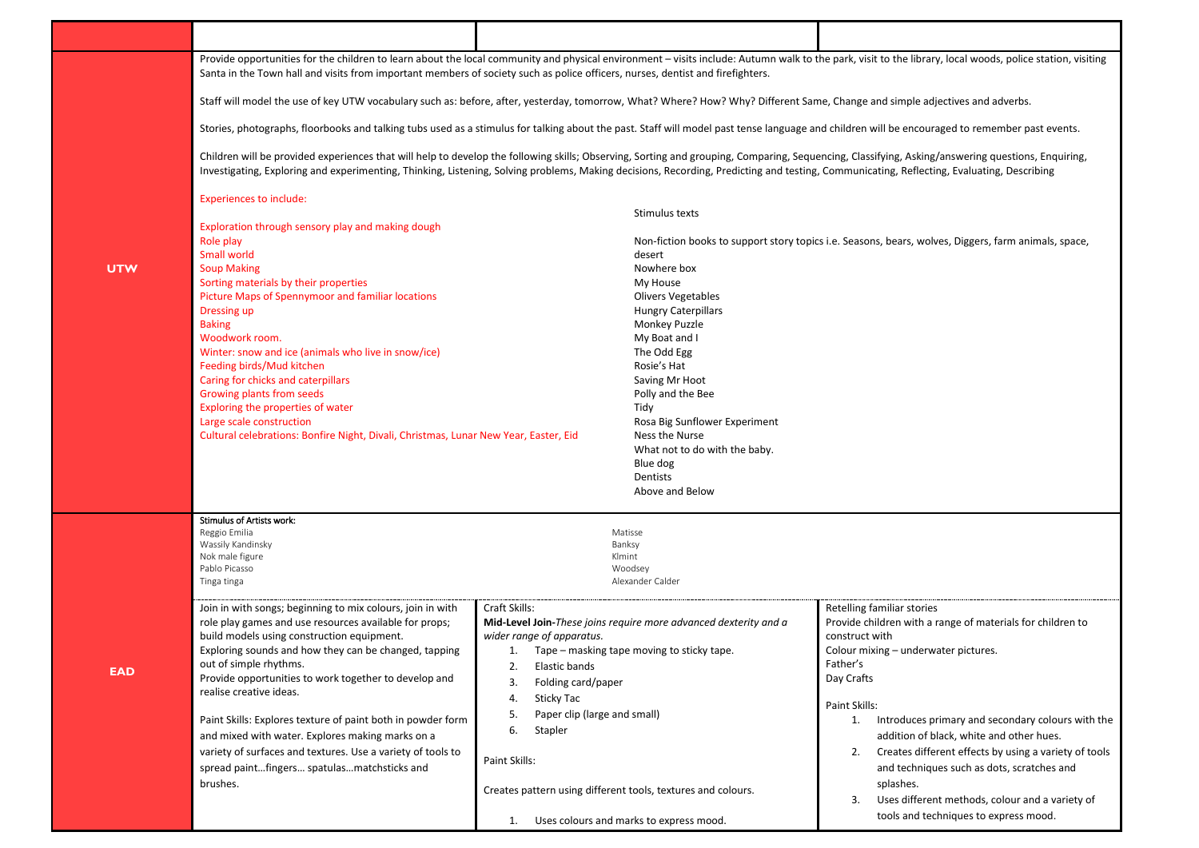| | | | |
|---|---|---|---|
| **UTW** | Provide opportunities for the children to learn about the local community and physical environment – visits include: Autumn walk to the park, visit to the library, local woods, police station, visiting Santa in the Town hall and visits from important members of society such as police officers, nurses, dentist and firefighters.<br><br>Staff will model the use of key UTW vocabulary such as: before, after, yesterday, tomorrow, What? Where? How? Why? Different Same, Change and simple adjectives and adverbs.<br><br>Stories, photographs, floorbooks and talking tubs used as a stimulus for talking about the past. Staff will model past tense language and children will be encouraged to remember past events.<br><br>Children will be provided experiences that will help to develop the following skills; Observing, Sorting and grouping, Comparing, Sequencing, Classifying, Asking/answering questions, Enquiring, Investigating, Exploring and experimenting, Thinking, Listening, Solving problems, Making decisions, Recording, Predicting and testing, Communicating, Reflecting, Evaluating, Describing<br><br>Experiences to include:<br><br>Exploration through sensory play and making dough<br>Role play<br>Small world<br>Soup Making<br>Sorting materials by their properties<br>Picture Maps of Spennymoor and familiar locations<br>Dressing up<br>Baking<br>Woodwork room.<br>Winter: snow and ice (animals who live in snow/ice)<br>Feeding birds/Mud kitchen<br>Caring for chicks and caterpillars<br>Growing plants from seeds<br>Exploring the properties of water<br>Large scale construction<br>Cultural celebrations: Bonfire Night, Divali, Christmas, Lunar New Year, Easter, Eid | Stimulus texts<br><br>Non-fiction books to support story topics i.e. Seasons, bears, wolves, Diggers, farm animals, space, desert<br>Nowhere box<br>My House<br>Olivers Vegetables<br>Hungry Caterpillars<br>Monkey Puzzle<br>My Boat and I<br>The Odd Egg<br>Rosie's Hat<br>Saving Mr Hoot<br>Polly and the Bee<br>Tidy<br>Rosa Big Sunflower Experiment<br>Ness the Nurse<br>What not to do with the baby.<br>Blue dog<br>Dentists<br>Above and Below | |
| **EAD** | Stimulus of Artists work:<br>Reggio Emilia<br>Wassily Kandinsky<br>Nok male figure<br>Pablo Picasso<br>Tinga tinga | Matisse<br>Banksy<br>Klmint<br>Woodsey<br>Alexander Calder | |
| | Join in with songs; beginning to mix colours, join in with role play games and use resources available for props; build models using construction equipment.<br>Exploring sounds and how they can be changed, tapping out of simple rhythms.<br>Provide opportunities to work together to develop and realise creative ideas.<br><br>Paint Skills: Explores texture of paint both in powder form and mixed with water. Explores making marks on a variety of surfaces and textures. Use a variety of tools to spread paint…fingers… spatulas…matchsticks and brushes. | Craft Skills:<br>**Mid-Level Join-***These joins require more advanced dexterity and a wider range of apparatus.*<br>1. Tape – masking tape moving to sticky tape.<br>2. Elastic bands<br>3. Folding card/paper<br>4. Sticky Tac<br>5. Paper clip (large and small)<br>6. Stapler<br><br>Paint Skills:<br><br>Creates pattern using different tools, textures and colours.<br><br>1. Uses colours and marks to express mood. | Retelling familiar stories<br>Provide children with a range of materials for children to construct with<br>Colour mixing – underwater pictures.<br>Father's<br>Day Crafts<br><br>Paint Skills:<br>1. Introduces primary and secondary colours with the addition of black, white and other hues.<br>2. Creates different effects by using a variety of tools and techniques such as dots, scratches and splashes.<br>3. Uses different methods, colour and a variety of tools and techniques to express mood. |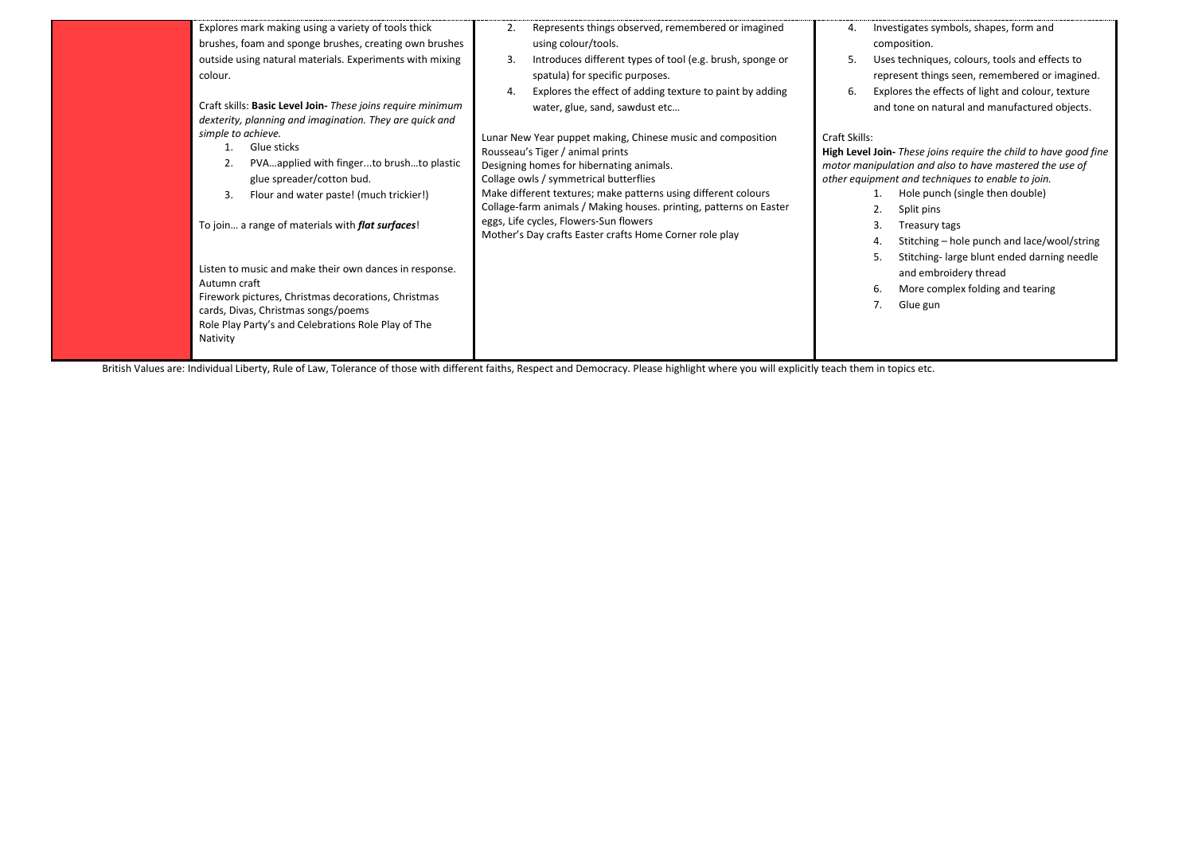| | | | |
|---|---|---|---|
| | Explores mark making using a variety of tools thick brushes, foam and sponge brushes, creating own brushes outside using natural materials. Experiments with mixing colour.<br><br>Craft skills: **Basic Level Join-** *These joins require minimum dexterity, planning and imagination. They are quick and simple to achieve.*<br>1. Glue sticks<br>2. PVA…applied with finger...to brush…to plastic glue spreader/cotton bud.<br>3. Flour and water paste! (much trickier!)<br><br>To join… a range of materials with ***flat surfaces***!<br><br>Listen to music and make their own dances in response.<br>Autumn craft<br>Firework pictures, Christmas decorations, Christmas cards, Divas, Christmas songs/poems<br>Role Play Party's and Celebrations Role Play of The Nativity | 2. Represents things observed, remembered or imagined using colour/tools.<br>3. Introduces different types of tool (e.g. brush, sponge or spatula) for specific purposes.<br>4. Explores the effect of adding texture to paint by adding water, glue, sand, sawdust etc…<br><br>Lunar New Year puppet making, Chinese music and composition<br>Rousseau's Tiger / animal prints<br>Designing homes for hibernating animals.<br>Collage owls / symmetrical butterflies<br>Make different textures; make patterns using different colours<br>Collage-farm animals / Making houses. printing, patterns on Easter eggs, Life cycles, Flowers-Sun flowers<br>Mother's Day crafts Easter crafts Home Corner role play | 4. Investigates symbols, shapes, form and composition.<br>5. Uses techniques, colours, tools and effects to represent things seen, remembered or imagined.<br>6. Explores the effects of light and colour, texture and tone on natural and manufactured objects.<br><br>Craft Skills:<br>**High Level Join-** *These joins require the child to have good fine motor manipulation and also to have mastered the use of other equipment and techniques to enable to join.*<br>1. Hole punch (single then double)<br>2. Split pins<br>3. Treasury tags<br>4. Stitching – hole punch and lace/wool/string<br>5. Stitching- large blunt ended darning needle and embroidery thread<br>6. More complex folding and tearing<br>7. Glue gun |

British Values are: Individual Liberty, Rule of Law, Tolerance of those with different faiths, Respect and Democracy. Please highlight where you will explicitly teach them in topics etc.